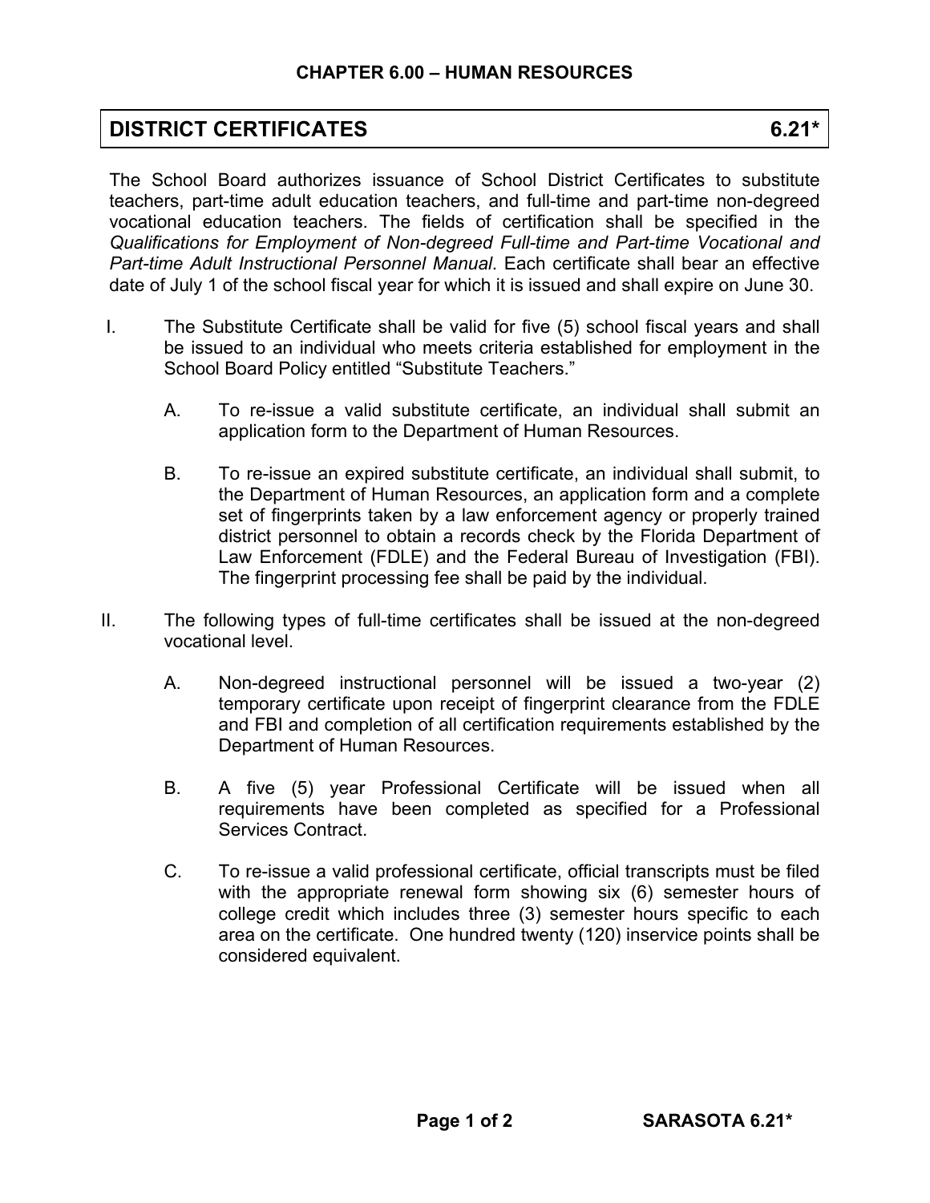# CHAPTER 6.00 – HUMAN RESOURCES

## DISTRICT CERTIFICATES 6.21*

The School Board authorizes issuance of School District Certificates to substitute teachers, part-time adult education teachers, and full-time and part-time non-degreed vocational education teachers. The fields of certification shall be specified in the *Qualifications for Employment of Non-degreed Full-time and Part-time Vocational and Part-time Adult Instructional Personnel Manual*. Each certificate shall bear an effective date of July 1 of the school fiscal year for which it is issued and shall expire on June 30.

I. The Substitute Certificate shall be valid for five (5) school fiscal years and shall be issued to an individual who meets criteria established for employment in the School Board Policy entitled "Substitute Teachers."

   A. To re-issue a valid substitute certificate, an individual shall submit an application form to the Department of Human Resources.

   B. To re-issue an expired substitute certificate, an individual shall submit, to the Department of Human Resources, an application form and a complete set of fingerprints taken by a law enforcement agency or properly trained district personnel to obtain a records check by the Florida Department of Law Enforcement (FDLE) and the Federal Bureau of Investigation (FBI). The fingerprint processing fee shall be paid by the individual.

II. The following types of full-time certificates shall be issued at the non-degreed vocational level.

   A. Non-degreed instructional personnel will be issued a two-year (2) temporary certificate upon receipt of fingerprint clearance from the FDLE and FBI and completion of all certification requirements established by the Department of Human Resources.

   B. A five (5) year Professional Certificate will be issued when all requirements have been completed as specified for a Professional Services Contract.

   C. To re-issue a valid professional certificate, official transcripts must be filed with the appropriate renewal form showing six (6) semester hours of college credit which includes three (3) semester hours specific to each area on the certificate. One hundred twenty (120) inservice points shall be considered equivalent.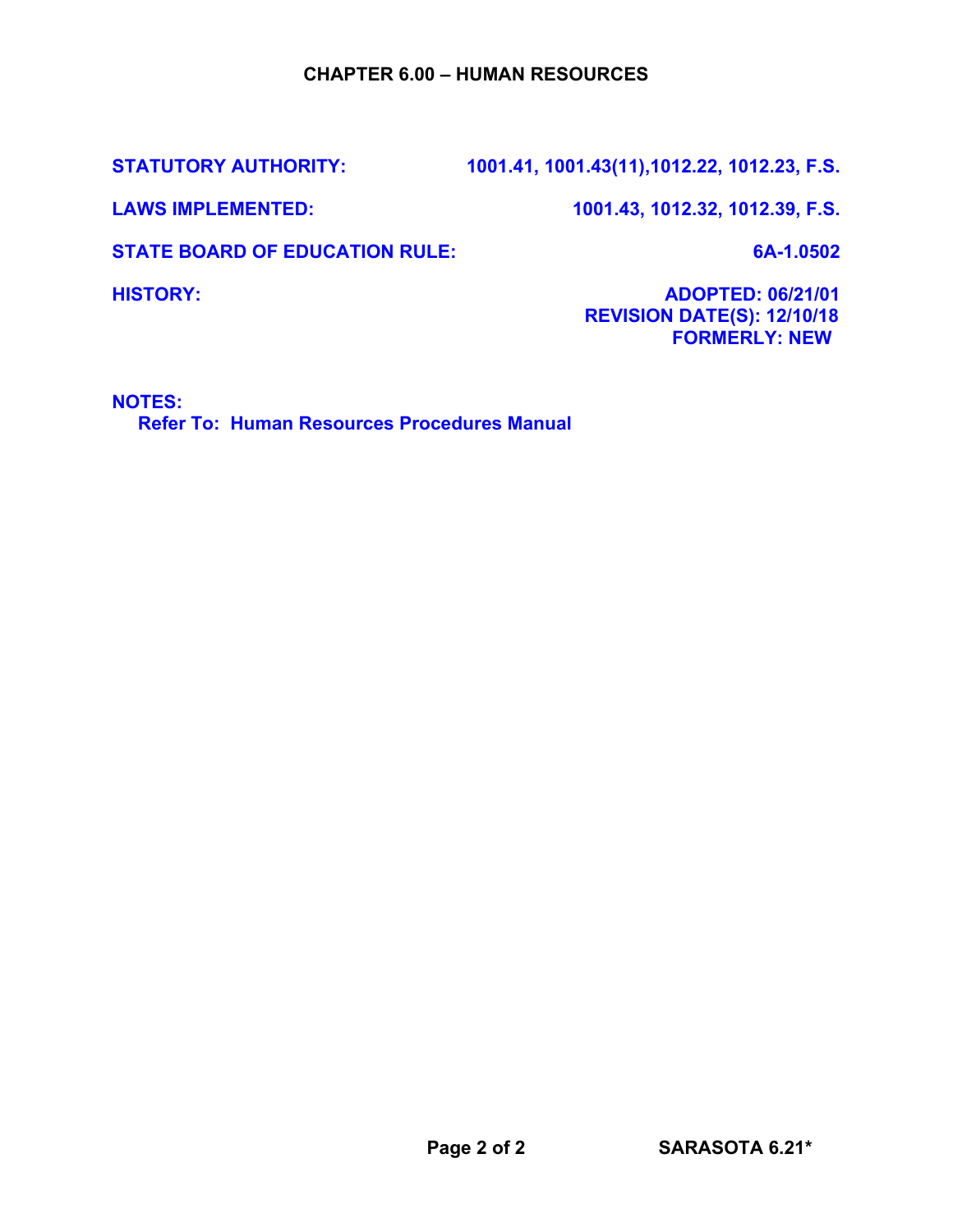**STATUTORY AUTHORITY:** 1001.41, 1001.43(11),1012.22, 1012.23, F.S.

**LAWS IMPLEMENTED:** 1001.43, 1012.32, 1012.39, F.S.

**STATE BOARD OF EDUCATION RULE:** 6A-1.0502

**HISTORY:** ADOPTED: 06/21/01
REVISION DATE(S): 12/10/18
FORMERLY: NEW

**NOTES:**
Refer To: Human Resources Procedures Manual